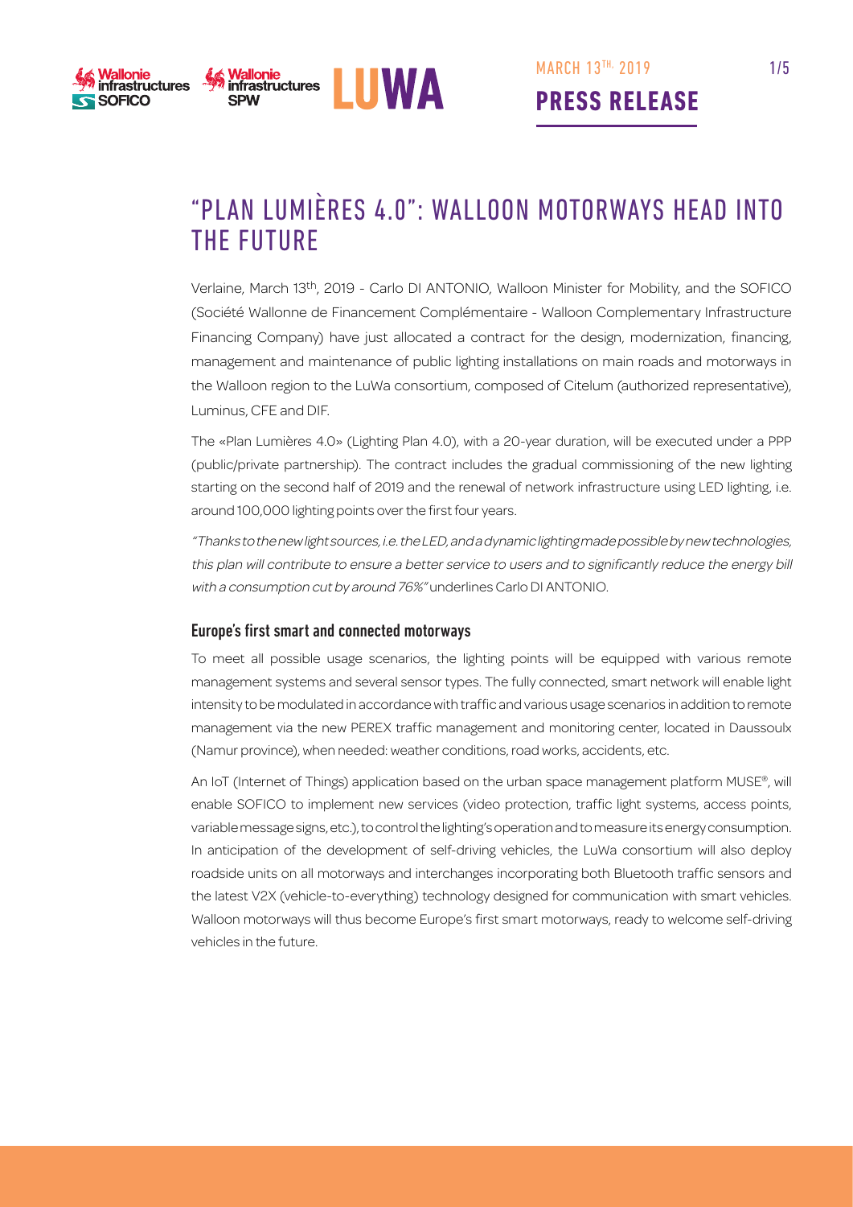MARCH 13TH, 2019

**PRESS RELEASE**

# "PLAN LUMIÈRES 4.0": WALLOON MOTORWAYS HEAD INTO THE FUTURE

Verlaine, March 13th, 2019 - Carlo DI ANTONIO, Walloon Minister for Mobility, and the SOFICO (Société Wallonne de Financement Complémentaire - Walloon Complementary Infrastructure Financing Company) have just allocated a contract for the design, modernization, financing, management and maintenance of public lighting installations on main roads and motorways in the Walloon region to the LuWa consortium, composed of Citelum (authorized representative), Luminus, CFE and DIF.

The «Plan Lumières 4.0» (Lighting Plan 4.0), with a 20-year duration, will be executed under a PPP (public/private partnership). The contract includes the gradual commissioning of the new lighting starting on the second half of 2019 and the renewal of network infrastructure using LED lighting, i.e. around 100,000 lighting points over the first four years.

*"Thanks to the new light sources, i.e. the LED, and a dynamic lighting made possible by new technologies, this plan will contribute to ensure a better service to users and to significantly reduce the energy bill with a consumption cut by around 76%"* underlines Carlo DI ANTONIO.

## Europe's first smart and connected motorways

To meet all possible usage scenarios, the lighting points will be equipped with various remote management systems and several sensor types. The fully connected, smart network will enable light intensity to be modulated in accordance with traffic and various usage scenarios in addition to remote management via the new PEREX traffic management and monitoring center, located in Daussoulx (Namur province), when needed: weather conditions, road works, accidents, etc.

An IoT (Internet of Things) application based on the urban space management platform MUSE®, will enable SOFICO to implement new services (video protection, traffic light systems, access points, variable message signs, etc.), to control the lighting's operation and to measure its energy consumption. In anticipation of the development of self-driving vehicles, the LuWa consortium will also deploy roadside units on all motorways and interchanges incorporating both Bluetooth traffic sensors and the latest V2X (vehicle-to-everything) technology designed for communication with smart vehicles. Walloon motorways will thus become Europe's first smart motorways, ready to welcome self-driving vehicles in the future.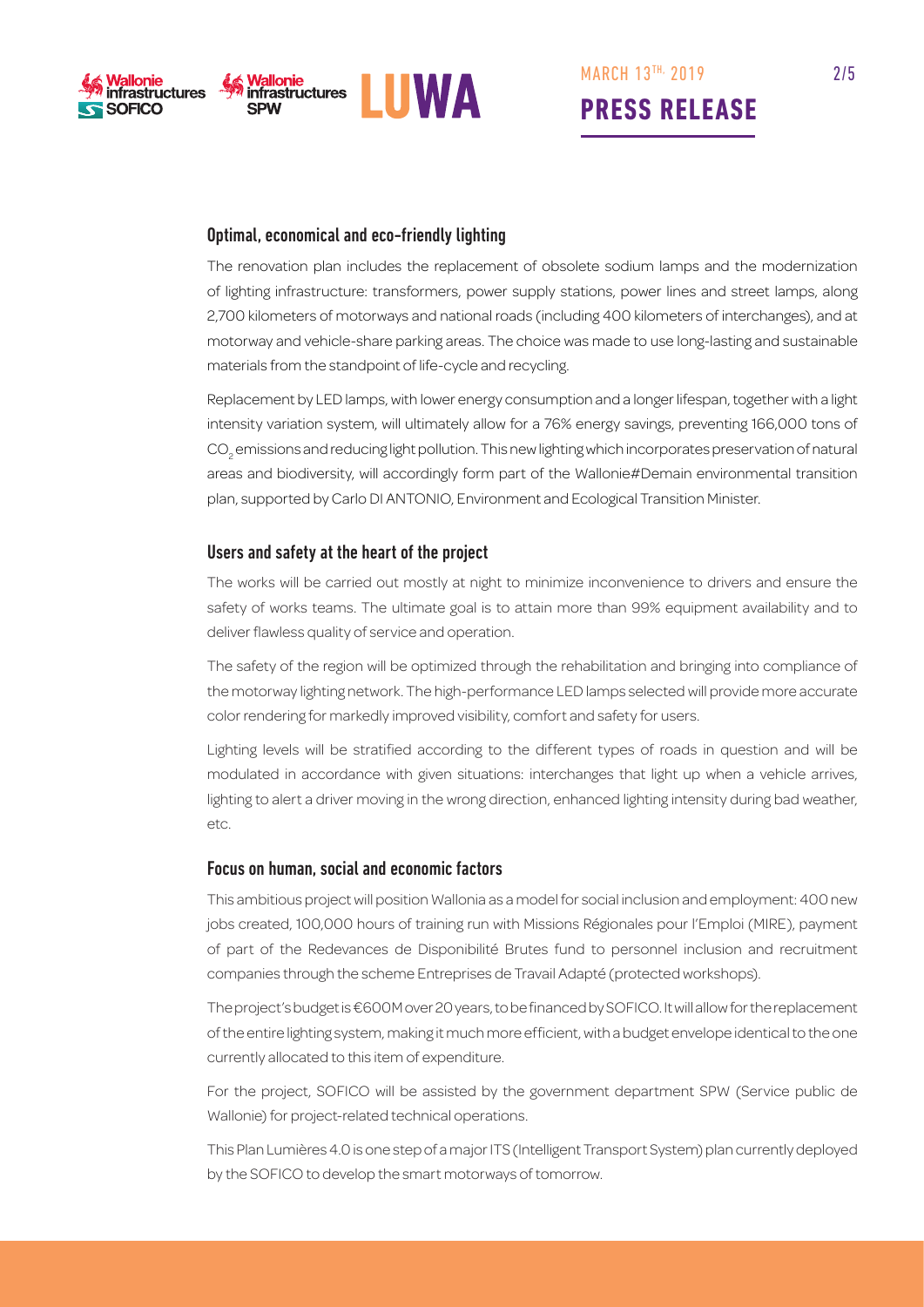## Optimal, economical and eco-friendly lighting

The renovation plan includes the replacement of obsolete sodium lamps and the modernization of lighting infrastructure: transformers, power supply stations, power lines and street lamps, along 2,700 kilometers of motorways and national roads (including 400 kilometers of interchanges), and at motorway and vehicle-share parking areas. The choice was made to use long-lasting and sustainable materials from the standpoint of life-cycle and recycling.

Replacement by LED lamps, with lower energy consumption and a longer lifespan, together with a light intensity variation system, will ultimately allow for a 76% energy savings, preventing 166,000 tons of $CO_2$ emissions and reducing light pollution. This new lighting which incorporates preservation of natural areas and biodiversity, will accordingly form part of the Wallonie#Demain environmental transition plan, supported by Carlo DI ANTONIO, Environment and Ecological Transition Minister.

## Users and safety at the heart of the project

The works will be carried out mostly at night to minimize inconvenience to drivers and ensure the safety of works teams. The ultimate goal is to attain more than 99% equipment availability and to deliver flawless quality of service and operation.

The safety of the region will be optimized through the rehabilitation and bringing into compliance of the motorway lighting network. The high-performance LED lamps selected will provide more accurate color rendering for markedly improved visibility, comfort and safety for users.

Lighting levels will be stratified according to the different types of roads in question and will be modulated in accordance with given situations: interchanges that light up when a vehicle arrives, lighting to alert a driver moving in the wrong direction, enhanced lighting intensity during bad weather, etc.

## Focus on human, social and economic factors

This ambitious project will position Wallonia as a model for social inclusion and employment: 400 new jobs created, 100,000 hours of training run with Missions Régionales pour l'Emploi (MIRE), payment of part of the Redevances de Disponibilité Brutes fund to personnel inclusion and recruitment companies through the scheme Entreprises de Travail Adapté (protected workshops).

The project's budget is €600M over 20 years, to be financed by SOFICO. It will allow for the replacement of the entire lighting system, making it much more efficient, with a budget envelope identical to the one currently allocated to this item of expenditure.

For the project, SOFICO will be assisted by the government department SPW (Service public de Wallonie) for project-related technical operations.

This Plan Lumières 4.0 is one step of a major ITS (Intelligent Transport System) plan currently deployed by the SOFICO to develop the smart motorways of tomorrow.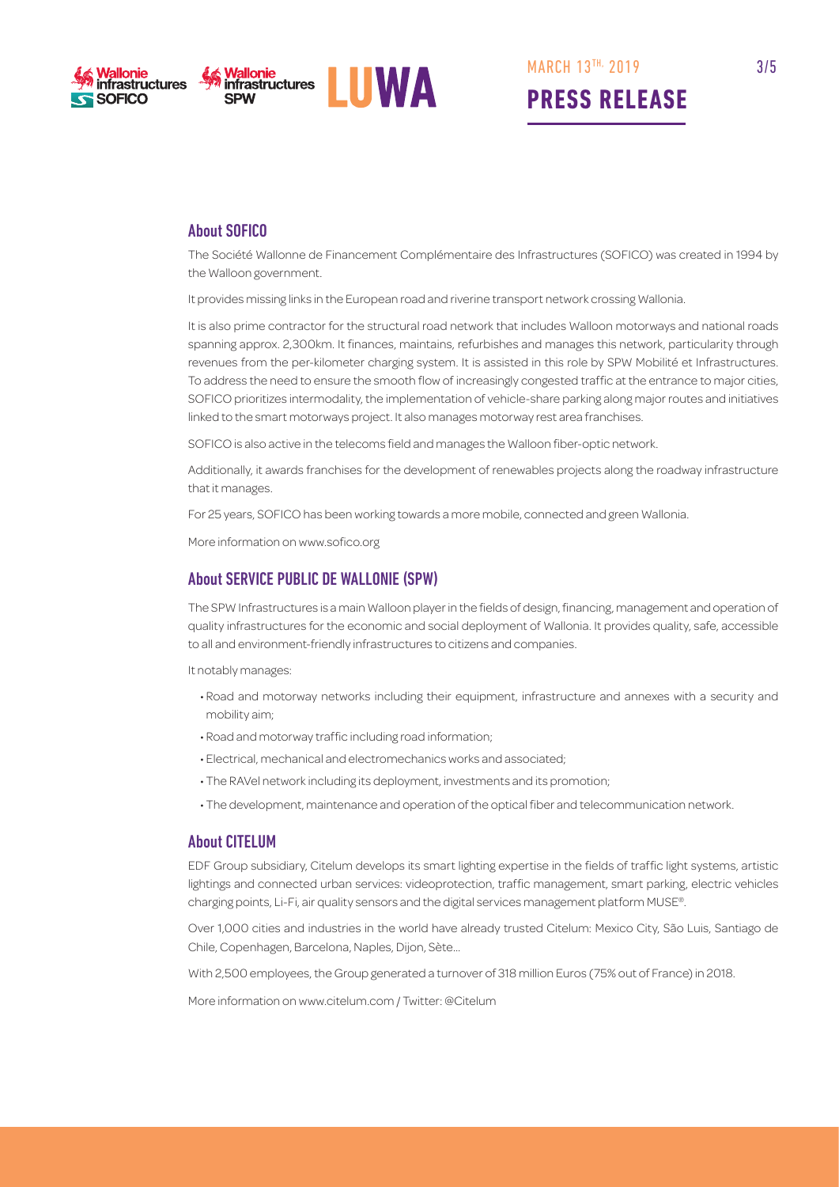## About SOFICO

The Société Wallonne de Financement Complémentaire des Infrastructures (SOFICO) was created in 1994 by the Walloon government.

It provides missing links in the European road and riverine transport network crossing Wallonia.

It is also prime contractor for the structural road network that includes Walloon motorways and national roads spanning approx. 2,300km. It finances, maintains, refurbishes and manages this network, particularity through revenues from the per-kilometer charging system. It is assisted in this role by SPW Mobilité et Infrastructures. To address the need to ensure the smooth flow of increasingly congested traffic at the entrance to major cities, SOFICO prioritizes intermodality, the implementation of vehicle-share parking along major routes and initiatives linked to the smart motorways project. It also manages motorway rest area franchises.

SOFICO is also active in the telecoms field and manages the Walloon fiber-optic network.

Additionally, it awards franchises for the development of renewables projects along the roadway infrastructure that it manages.

For 25 years, SOFICO has been working towards a more mobile, connected and green Wallonia.

More information on www.sofico.org

## About SERVICE PUBLIC DE WALLONIE (SPW)

The SPW Infrastructures is a main Walloon player in the fields of design, financing, management and operation of quality infrastructures for the economic and social deployment of Wallonia. It provides quality, safe, accessible to all and environment-friendly infrastructures to citizens and companies.

It notably manages:

- Road and motorway networks including their equipment, infrastructure and annexes with a security and mobility aim;
- Road and motorway traffic including road information;
- Electrical, mechanical and electromechanics works and associated;
- The RAVel network including its deployment, investments and its promotion;
- The development, maintenance and operation of the optical fiber and telecommunication network.

## About CITELUM

EDF Group subsidiary, Citelum develops its smart lighting expertise in the fields of traffic light systems, artistic lightings and connected urban services: videoprotection, traffic management, smart parking, electric vehicles charging points, Li-Fi, air quality sensors and the digital services management platform MUSE®.

Over 1,000 cities and industries in the world have already trusted Citelum: Mexico City, São Luis, Santiago de Chile, Copenhagen, Barcelona, Naples, Dijon, Sète...

With 2,500 employees, the Group generated a turnover of 318 million Euros (75% out of France) in 2018.

More information on www.citelum.com / Twitter: @Citelum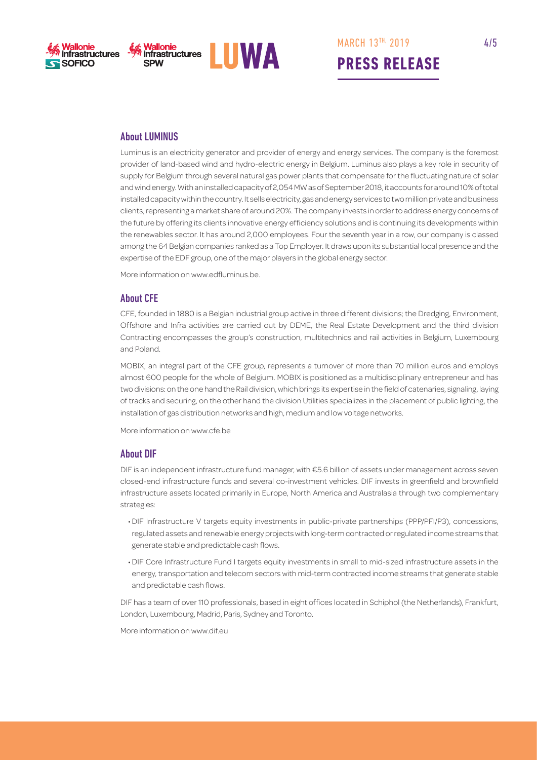## About LUMINUS

Luminus is an electricity generator and provider of energy and energy services. The company is the foremost provider of land-based wind and hydro-electric energy in Belgium. Luminus also plays a key role in security of supply for Belgium through several natural gas power plants that compensate for the fluctuating nature of solar and wind energy. With an installed capacity of 2,054 MW as of September 2018, it accounts for around 10% of total installed capacity within the country. It sells electricity, gas and energy services to two million private and business clients, representing a market share of around 20%. The company invests in order to address energy concerns of the future by offering its clients innovative energy efficiency solutions and is continuing its developments within the renewables sector. It has around 2,000 employees. Four the seventh year in a row, our company is classed among the 64 Belgian companies ranked as a Top Employer. It draws upon its substantial local presence and the expertise of the EDF group, one of the major players in the global energy sector.

More information on www.edfluminus.be.

## About CFE

CFE, founded in 1880 is a Belgian industrial group active in three different divisions; the Dredging, Environment, Offshore and Infra activities are carried out by DEME, the Real Estate Development and the third division Contracting encompasses the group's construction, multitechnics and rail activities in Belgium, Luxembourg and Poland.

MOBIX, an integral part of the CFE group, represents a turnover of more than 70 million euros and employs almost 600 people for the whole of Belgium. MOBIX is positioned as a multidisciplinary entrepreneur and has two divisions: on the one hand the Rail division, which brings its expertise in the field of catenaries, signaling, laying of tracks and securing, on the other hand the division Utilities specializes in the placement of public lighting, the installation of gas distribution networks and high, medium and low voltage networks.

More information on www.cfe.be

## About DIF

DIF is an independent infrastructure fund manager, with €5.6 billion of assets under management across seven closed-end infrastructure funds and several co-investment vehicles. DIF invests in greenfield and brownfield infrastructure assets located primarily in Europe, North America and Australasia through two complementary strategies:

- DIF Infrastructure V targets equity investments in public-private partnerships (PPP/PFI/P3), concessions, regulated assets and renewable energy projects with long-term contracted or regulated income streams that generate stable and predictable cash flows.
- DIF Core Infrastructure Fund I targets equity investments in small to mid-sized infrastructure assets in the energy, transportation and telecom sectors with mid-term contracted income streams that generate stable and predictable cash flows.

DIF has a team of over 110 professionals, based in eight offices located in Schiphol (the Netherlands), Frankfurt, London, Luxembourg, Madrid, Paris, Sydney and Toronto.

More information on www.dif.eu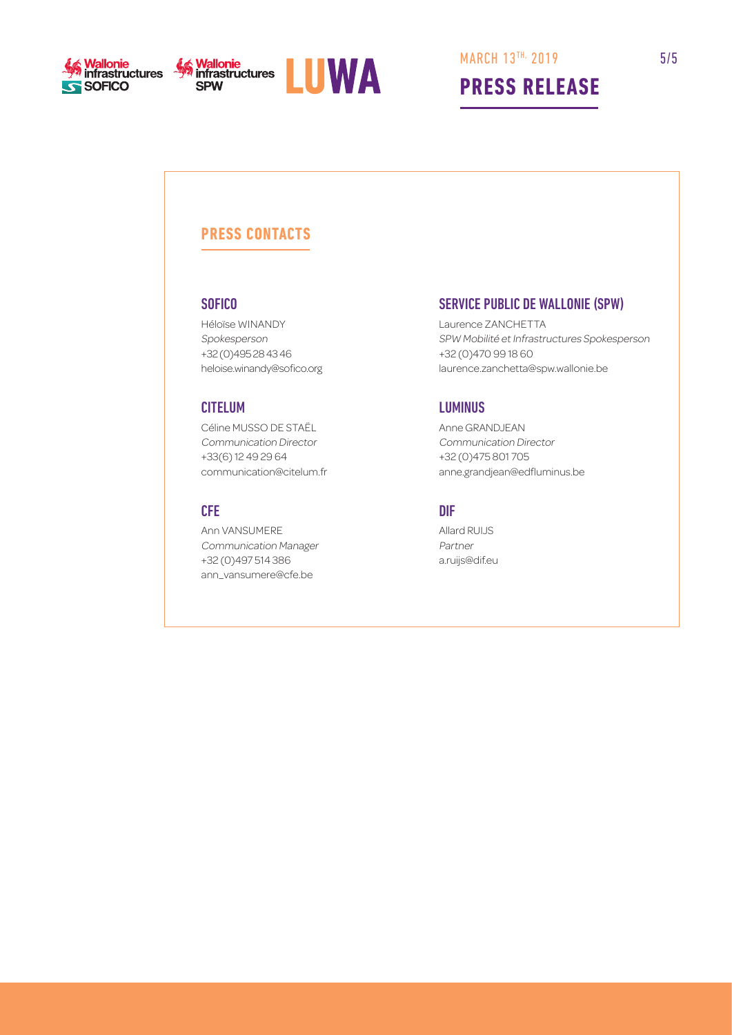## PRESS CONTACTS

### SOFICO

Héloïse WINANDY
*Spokesperson*
+32 (0)495 28 43 46
heloise.winandy@sofico.org

### SERVICE PUBLIC DE WALLONIE (SPW)

Laurence ZANCHETTA
*SPW Mobilité et Infrastructures Spokesperson*
+32 (0)470 99 18 60
laurence.zanchetta@spw.wallonie.be

### CITELUM

Céline MUSSO DE STAËL
*Communication Director*
+33(6) 12 49 29 64
communication@citelum.fr

### LUMINUS

Anne GRANDJEAN
*Communication Director*
+32 (0)475 801 705
anne.grandjean@edfluminus.be

### CFE

Ann VANSUMERE
*Communication Manager*
+32 (0)497 514 386
ann_vansumere@cfe.be

### DIF

Allard RUIJS
*Partner*
a.ruijs@dif.eu